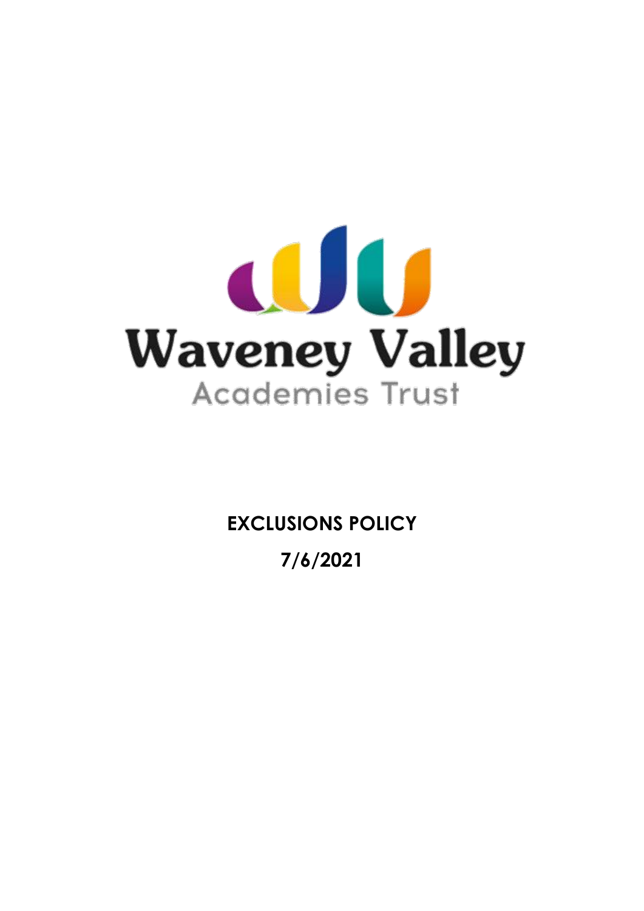Waveney Valley

Academies Trust

**EXCLUSIONS POLICY**

**7/6/2021**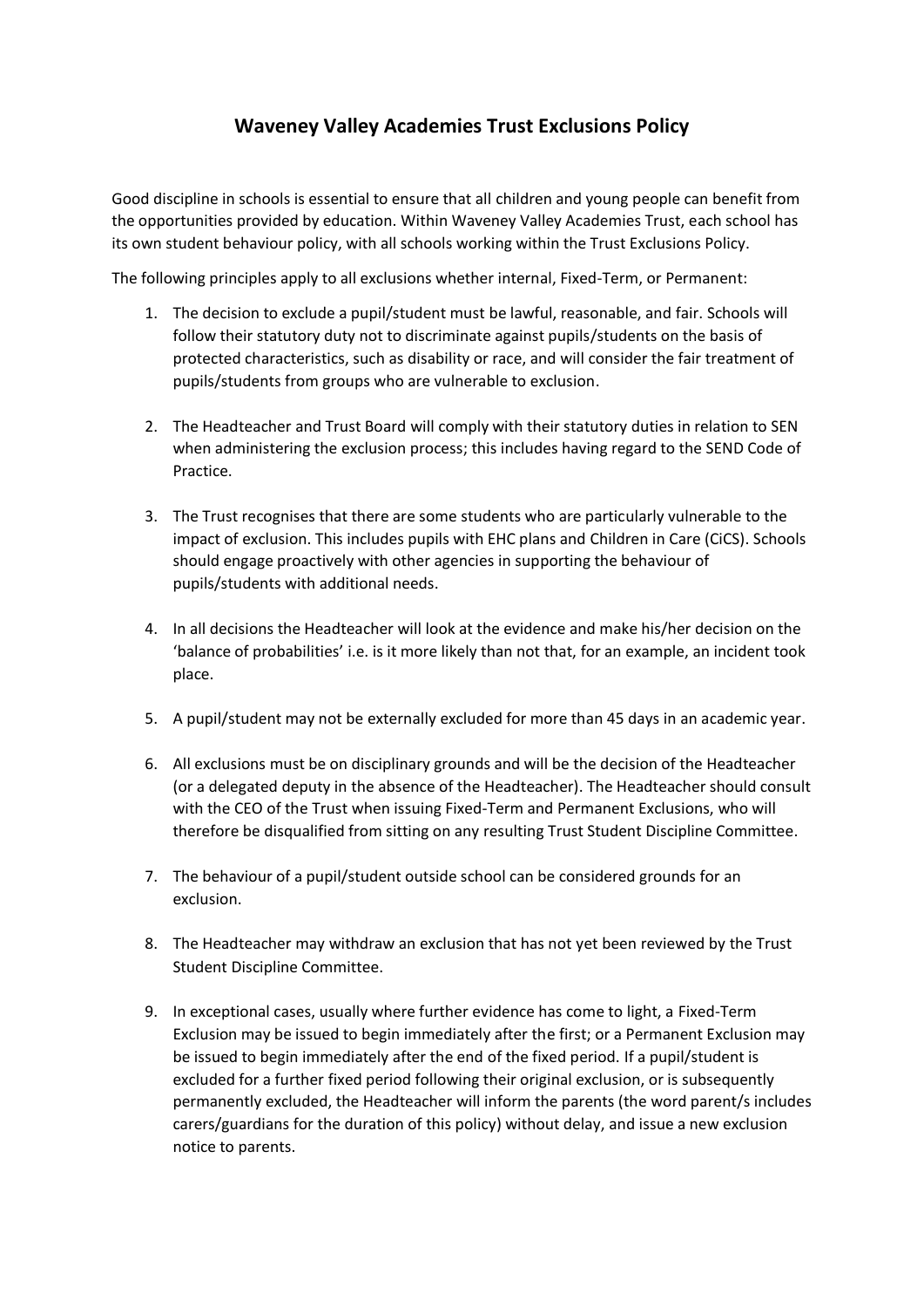# Waveney Valley Academies Trust Exclusions Policy

Good discipline in schools is essential to ensure that all children and young people can benefit from the opportunities provided by education. Within Waveney Valley Academies Trust, each school has its own student behaviour policy, with all schools working within the Trust Exclusions Policy.

The following principles apply to all exclusions whether internal, Fixed-Term, or Permanent:

1. The decision to exclude a pupil/student must be lawful, reasonable, and fair. Schools will follow their statutory duty not to discriminate against pupils/students on the basis of protected characteristics, such as disability or race, and will consider the fair treatment of pupils/students from groups who are vulnerable to exclusion.

2. The Headteacher and Trust Board will comply with their statutory duties in relation to SEN when administering the exclusion process; this includes having regard to the SEND Code of Practice.

3. The Trust recognises that there are some students who are particularly vulnerable to the impact of exclusion. This includes pupils with EHC plans and Children in Care (CiCS). Schools should engage proactively with other agencies in supporting the behaviour of pupils/students with additional needs.

4. In all decisions the Headteacher will look at the evidence and make his/her decision on the 'balance of probabilities' i.e. is it more likely than not that, for an example, an incident took place.

5. A pupil/student may not be externally excluded for more than 45 days in an academic year.

6. All exclusions must be on disciplinary grounds and will be the decision of the Headteacher (or a delegated deputy in the absence of the Headteacher). The Headteacher should consult with the CEO of the Trust when issuing Fixed-Term and Permanent Exclusions, who will therefore be disqualified from sitting on any resulting Trust Student Discipline Committee.

7. The behaviour of a pupil/student outside school can be considered grounds for an exclusion.

8. The Headteacher may withdraw an exclusion that has not yet been reviewed by the Trust Student Discipline Committee.

9. In exceptional cases, usually where further evidence has come to light, a Fixed-Term Exclusion may be issued to begin immediately after the first; or a Permanent Exclusion may be issued to begin immediately after the end of the fixed period. If a pupil/student is excluded for a further fixed period following their original exclusion, or is subsequently permanently excluded, the Headteacher will inform the parents (the word parent/s includes carers/guardians for the duration of this policy) without delay, and issue a new exclusion notice to parents.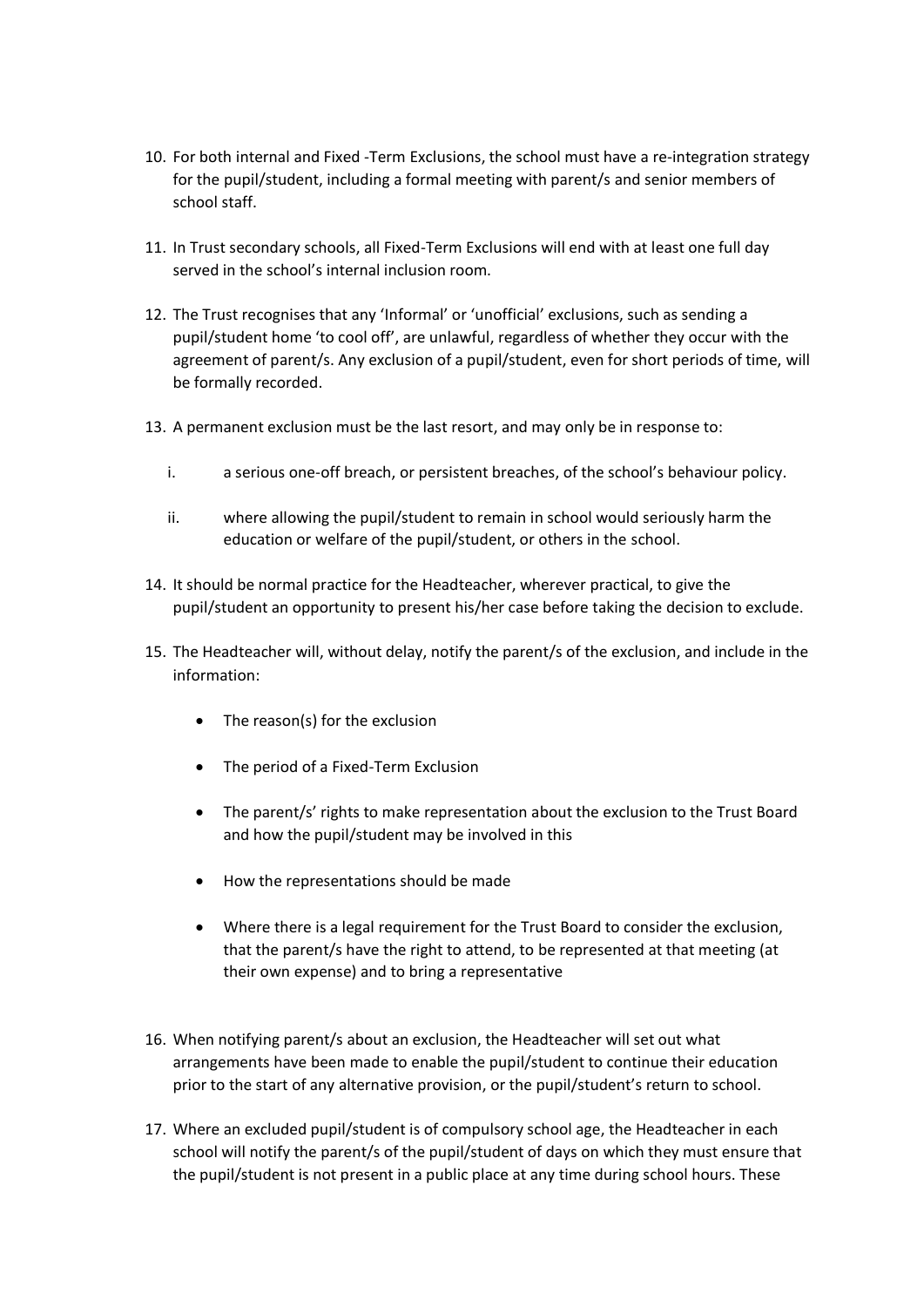10. For both internal and Fixed -Term Exclusions, the school must have a re-integration strategy for the pupil/student, including a formal meeting with parent/s and senior members of school staff.

11. In Trust secondary schools, all Fixed-Term Exclusions will end with at least one full day served in the school's internal inclusion room.

12. The Trust recognises that any 'Informal' or 'unofficial' exclusions, such as sending a pupil/student home 'to cool off', are unlawful, regardless of whether they occur with the agreement of parent/s. Any exclusion of a pupil/student, even for short periods of time, will be formally recorded.

13. A permanent exclusion must be the last resort, and may only be in response to:

    i. a serious one-off breach, or persistent breaches, of the school's behaviour policy.

    ii. where allowing the pupil/student to remain in school would seriously harm the education or welfare of the pupil/student, or others in the school.

14. It should be normal practice for the Headteacher, wherever practical, to give the pupil/student an opportunity to present his/her case before taking the decision to exclude.

15. The Headteacher will, without delay, notify the parent/s of the exclusion, and include in the information:

    - The reason(s) for the exclusion
    - The period of a Fixed-Term Exclusion
    - The parent/s' rights to make representation about the exclusion to the Trust Board and how the pupil/student may be involved in this
    - How the representations should be made
    - Where there is a legal requirement for the Trust Board to consider the exclusion, that the parent/s have the right to attend, to be represented at that meeting (at their own expense) and to bring a representative

16. When notifying parent/s about an exclusion, the Headteacher will set out what arrangements have been made to enable the pupil/student to continue their education prior to the start of any alternative provision, or the pupil/student's return to school.

17. Where an excluded pupil/student is of compulsory school age, the Headteacher in each school will notify the parent/s of the pupil/student of days on which they must ensure that the pupil/student is not present in a public place at any time during school hours. These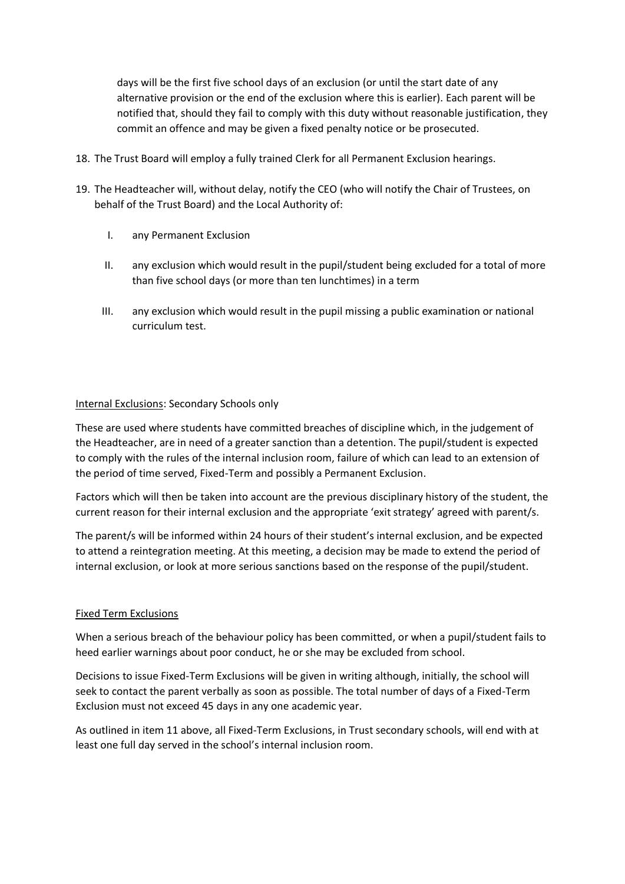days will be the first five school days of an exclusion (or until the start date of any alternative provision or the end of the exclusion where this is earlier). Each parent will be notified that, should they fail to comply with this duty without reasonable justification, they commit an offence and may be given a fixed penalty notice or be prosecuted.

18. The Trust Board will employ a fully trained Clerk for all Permanent Exclusion hearings.

19. The Headteacher will, without delay, notify the CEO (who will notify the Chair of Trustees, on behalf of the Trust Board) and the Local Authority of:

    I. any Permanent Exclusion

    II. any exclusion which would result in the pupil/student being excluded for a total of more than five school days (or more than ten lunchtimes) in a term

    III. any exclusion which would result in the pupil missing a public examination or national curriculum test.

<u>Internal Exclusions</u>: Secondary Schools only

These are used where students have committed breaches of discipline which, in the judgement of the Headteacher, are in need of a greater sanction than a detention. The pupil/student is expected to comply with the rules of the internal inclusion room, failure of which can lead to an extension of the period of time served, Fixed-Term and possibly a Permanent Exclusion.

Factors which will then be taken into account are the previous disciplinary history of the student, the current reason for their internal exclusion and the appropriate 'exit strategy' agreed with parent/s.

The parent/s will be informed within 24 hours of their student's internal exclusion, and be expected to attend a reintegration meeting. At this meeting, a decision may be made to extend the period of internal exclusion, or look at more serious sanctions based on the response of the pupil/student.

<u>Fixed Term Exclusions</u>

When a serious breach of the behaviour policy has been committed, or when a pupil/student fails to heed earlier warnings about poor conduct, he or she may be excluded from school.

Decisions to issue Fixed-Term Exclusions will be given in writing although, initially, the school will seek to contact the parent verbally as soon as possible. The total number of days of a Fixed-Term Exclusion must not exceed 45 days in any one academic year.

As outlined in item 11 above, all Fixed-Term Exclusions, in Trust secondary schools, will end with at least one full day served in the school's internal inclusion room.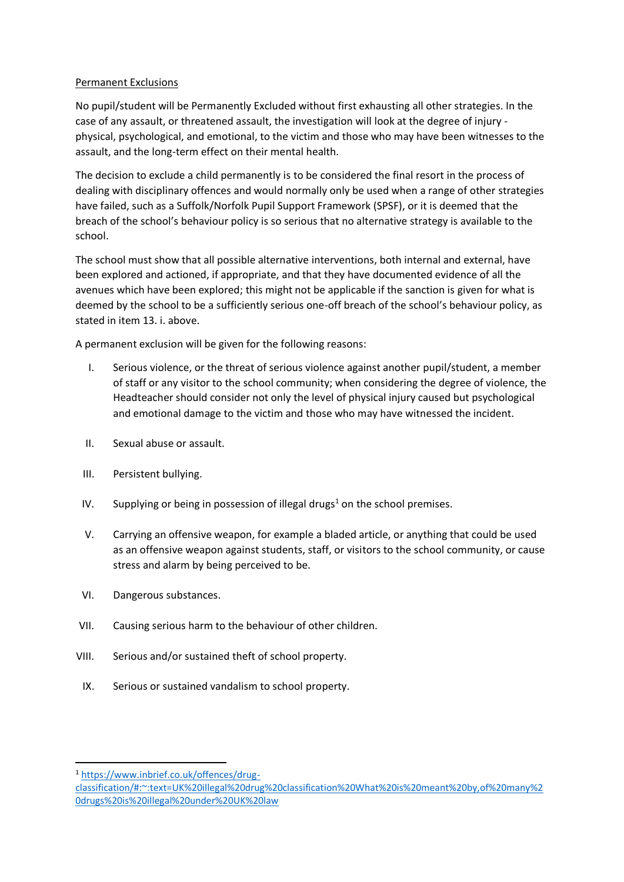Permanent Exclusions

No pupil/student will be Permanently Excluded without first exhausting all other strategies. In the case of any assault, or threatened assault, the investigation will look at the degree of injury - physical, psychological, and emotional, to the victim and those who may have been witnesses to the assault, and the long-term effect on their mental health.

The decision to exclude a child permanently is to be considered the final resort in the process of dealing with disciplinary offences and would normally only be used when a range of other strategies have failed, such as a Suffolk/Norfolk Pupil Support Framework (SPSF), or it is deemed that the breach of the school's behaviour policy is so serious that no alternative strategy is available to the school.

The school must show that all possible alternative interventions, both internal and external, have been explored and actioned, if appropriate, and that they have documented evidence of all the avenues which have been explored; this might not be applicable if the sanction is given for what is deemed by the school to be a sufficiently serious one-off breach of the school's behaviour policy, as stated in item 13. i. above.

A permanent exclusion will be given for the following reasons:

I. Serious violence, or the threat of serious violence against another pupil/student, a member of staff or any visitor to the school community; when considering the degree of violence, the Headteacher should consider not only the level of physical injury caused but psychological and emotional damage to the victim and those who may have witnessed the incident.

II. Sexual abuse or assault.

III. Persistent bullying.

IV. Supplying or being in possession of illegal drugs[1] on the school premises.

V. Carrying an offensive weapon, for example a bladed article, or anything that could be used as an offensive weapon against students, staff, or visitors to the school community, or cause stress and alarm by being perceived to be.

VI. Dangerous substances.

VII. Causing serious harm to the behaviour of other children.

VIII. Serious and/or sustained theft of school property.

IX. Serious or sustained vandalism to school property.

---

[1] https://www.inbrief.co.uk/offences/drug-classification/#:~:text=UK%20illegal%20drug%20classification%20What%20is%20meant%20by,of%20many%20drugs%20is%20illegal%20under%20UK%20law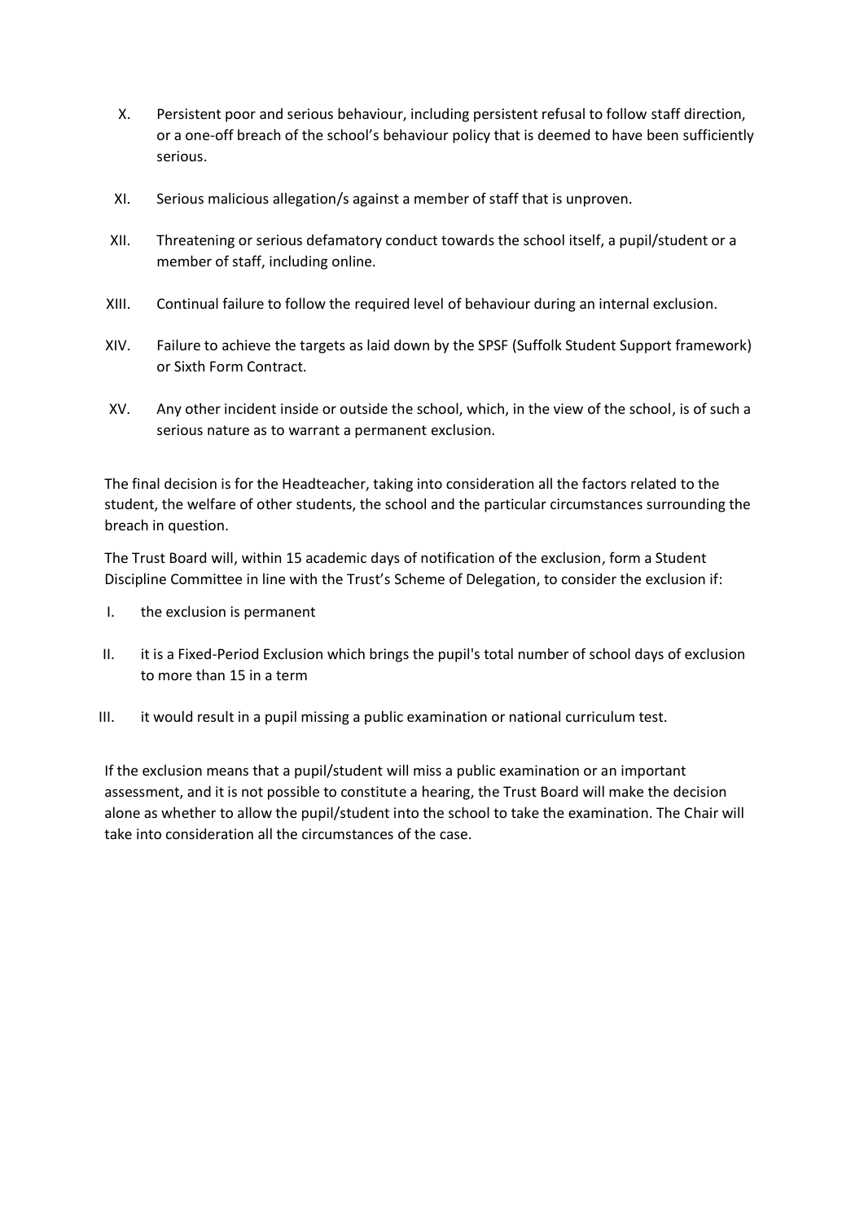X. Persistent poor and serious behaviour, including persistent refusal to follow staff direction, or a one-off breach of the school's behaviour policy that is deemed to have been sufficiently serious.

XI. Serious malicious allegation/s against a member of staff that is unproven.

XII. Threatening or serious defamatory conduct towards the school itself, a pupil/student or a member of staff, including online.

XIII. Continual failure to follow the required level of behaviour during an internal exclusion.

XIV. Failure to achieve the targets as laid down by the SPSF (Suffolk Student Support framework) or Sixth Form Contract.

XV. Any other incident inside or outside the school, which, in the view of the school, is of such a serious nature as to warrant a permanent exclusion.

The final decision is for the Headteacher, taking into consideration all the factors related to the student, the welfare of other students, the school and the particular circumstances surrounding the breach in question.

The Trust Board will, within 15 academic days of notification of the exclusion, form a Student Discipline Committee in line with the Trust's Scheme of Delegation, to consider the exclusion if:

I. the exclusion is permanent

II. it is a Fixed-Period Exclusion which brings the pupil's total number of school days of exclusion to more than 15 in a term

III. it would result in a pupil missing a public examination or national curriculum test.

If the exclusion means that a pupil/student will miss a public examination or an important assessment, and it is not possible to constitute a hearing, the Trust Board will make the decision alone as whether to allow the pupil/student into the school to take the examination. The Chair will take into consideration all the circumstances of the case.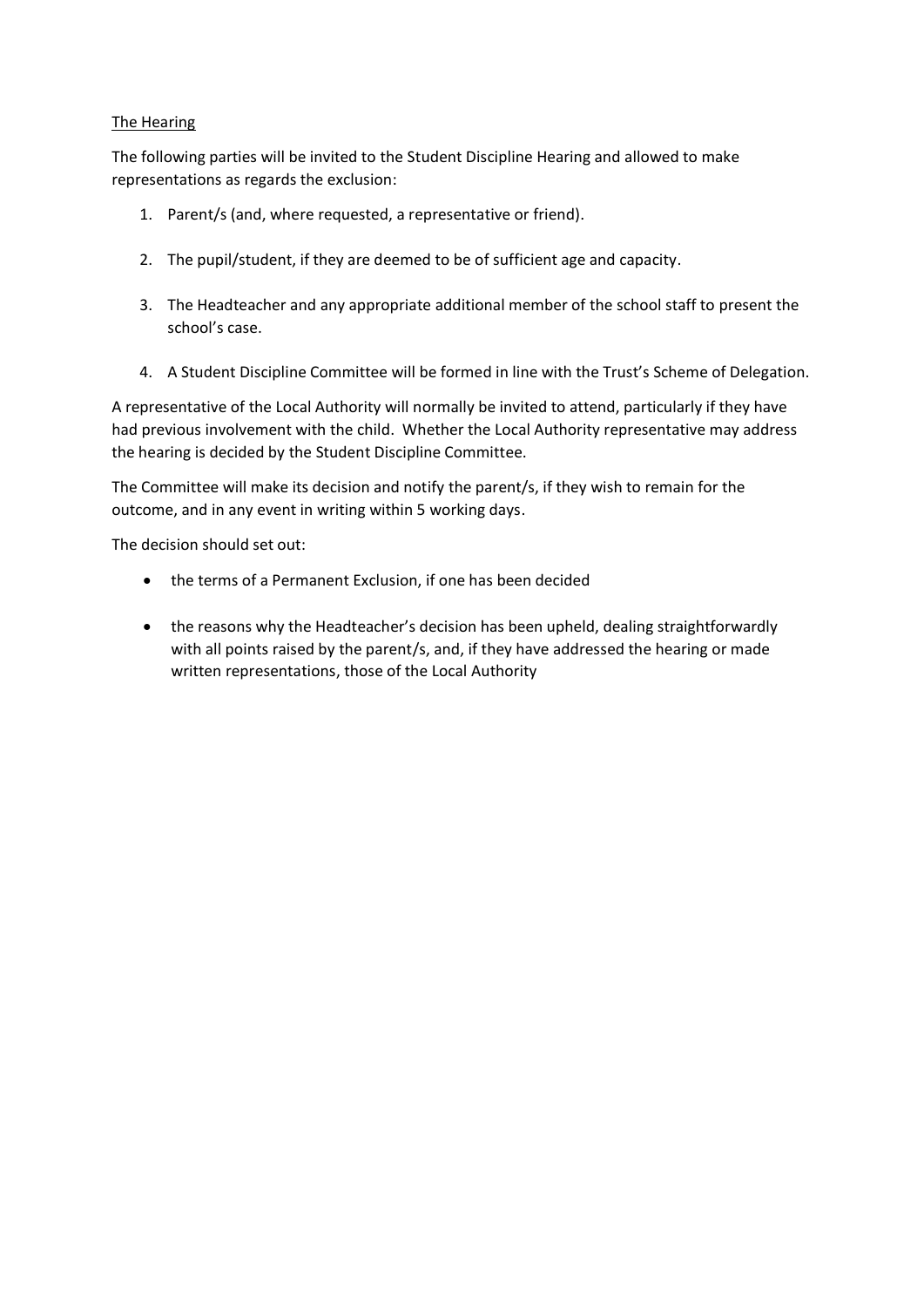The Hearing

The following parties will be invited to the Student Discipline Hearing and allowed to make representations as regards the exclusion:

1. Parent/s (and, where requested, a representative or friend).

2. The pupil/student, if they are deemed to be of sufficient age and capacity.

3. The Headteacher and any appropriate additional member of the school staff to present the school's case.

4. A Student Discipline Committee will be formed in line with the Trust's Scheme of Delegation.

A representative of the Local Authority will normally be invited to attend, particularly if they have had previous involvement with the child. Whether the Local Authority representative may address the hearing is decided by the Student Discipline Committee.

The Committee will make its decision and notify the parent/s, if they wish to remain for the outcome, and in any event in writing within 5 working days.

The decision should set out:

- the terms of a Permanent Exclusion, if one has been decided

- the reasons why the Headteacher's decision has been upheld, dealing straightforwardly with all points raised by the parent/s, and, if they have addressed the hearing or made written representations, those of the Local Authority